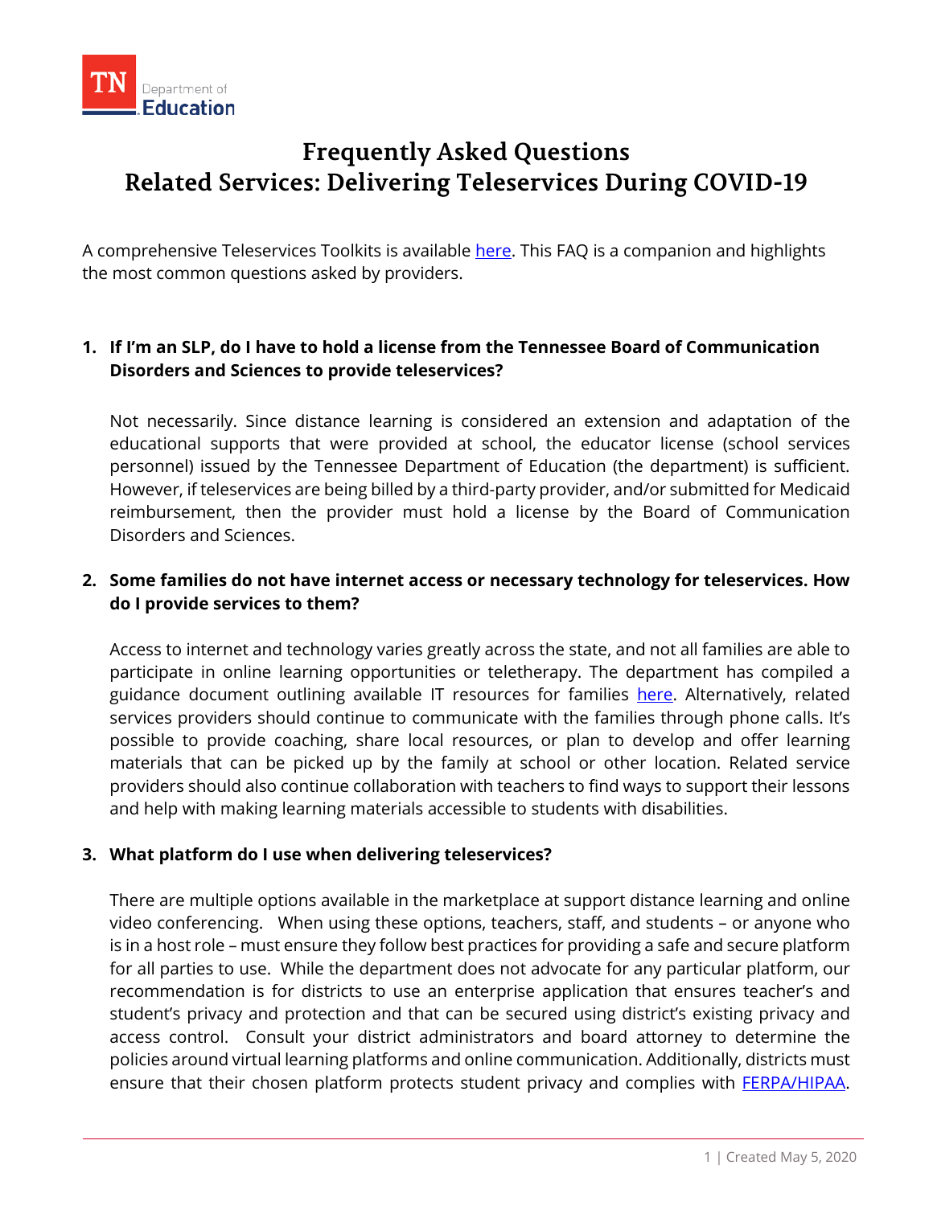# Frequently Asked Questions
# Related Services: Delivering Teleservices During COVID-19

A comprehensive Teleservices Toolkits is available here. This FAQ is a companion and highlights the most common questions asked by providers.

1. **If I'm an SLP, do I have to hold a license from the Tennessee Board of Communication Disorders and Sciences to provide teleservices?**

   Not necessarily. Since distance learning is considered an extension and adaptation of the educational supports that were provided at school, the educator license (school services personnel) issued by the Tennessee Department of Education (the department) is sufficient. However, if teleservices are being billed by a third-party provider, and/or submitted for Medicaid reimbursement, then the provider must hold a license by the Board of Communication Disorders and Sciences.

2. **Some families do not have internet access or necessary technology for teleservices. How do I provide services to them?**

   Access to internet and technology varies greatly across the state, and not all families are able to participate in online learning opportunities or teletherapy. The department has compiled a guidance document outlining available IT resources for families here. Alternatively, related services providers should continue to communicate with the families through phone calls. It's possible to provide coaching, share local resources, or plan to develop and offer learning materials that can be picked up by the family at school or other location. Related service providers should also continue collaboration with teachers to find ways to support their lessons and help with making learning materials accessible to students with disabilities.

3. **What platform do I use when delivering teleservices?**

   There are multiple options available in the marketplace at support distance learning and online video conferencing. When using these options, teachers, staff, and students – or anyone who is in a host role – must ensure they follow best practices for providing a safe and secure platform for all parties to use. While the department does not advocate for any particular platform, our recommendation is for districts to use an enterprise application that ensures teacher's and student's privacy and protection and that can be secured using district's existing privacy and access control. Consult your district administrators and board attorney to determine the policies around virtual learning platforms and online communication. Additionally, districts must ensure that their chosen platform protects student privacy and complies with FERPA/HIPAA.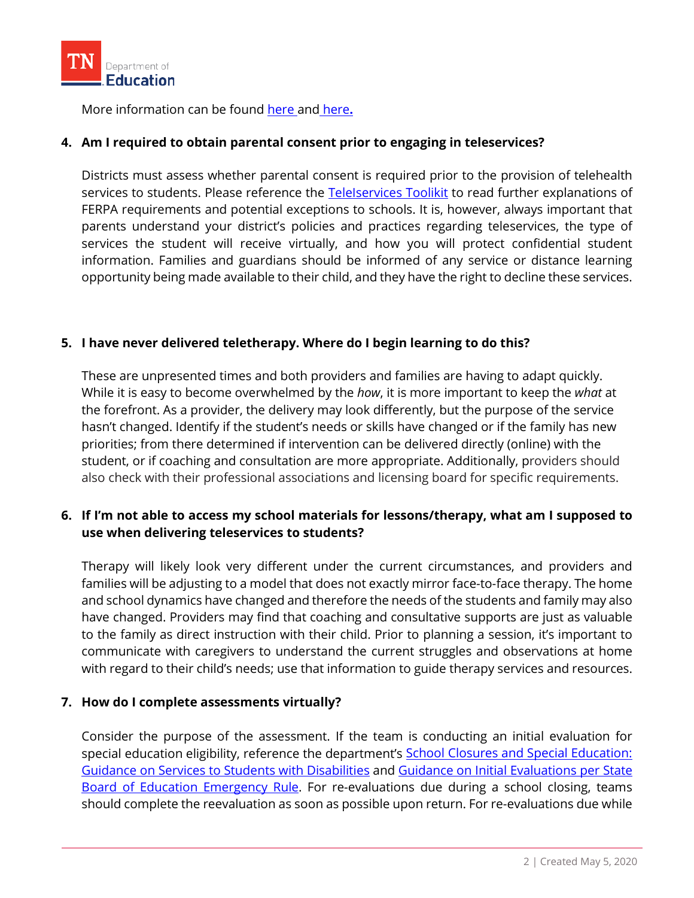More information can be found here and here.

4. **Am I required to obtain parental consent prior to engaging in teleservices?**

   Districts must assess whether parental consent is required prior to the provision of telehealth services to students. Please reference the TeleIservices Toolikit to read further explanations of FERPA requirements and potential exceptions to schools. It is, however, always important that parents understand your district's policies and practices regarding teleservices, the type of services the student will receive virtually, and how you will protect confidential student information. Families and guardians should be informed of any service or distance learning opportunity being made available to their child, and they have the right to decline these services.

5. **I have never delivered teletherapy. Where do I begin learning to do this?**

   These are unpresented times and both providers and families are having to adapt quickly. While it is easy to become overwhelmed by the *how*, it is more important to keep the *what* at the forefront. As a provider, the delivery may look differently, but the purpose of the service hasn't changed. Identify if the student's needs or skills have changed or if the family has new priorities; from there determined if intervention can be delivered directly (online) with the student, or if coaching and consultation are more appropriate. Additionally, providers should also check with their professional associations and licensing board for specific requirements.

6. **If I'm not able to access my school materials for lessons/therapy, what am I supposed to use when delivering teleservices to students?**

   Therapy will likely look very different under the current circumstances, and providers and families will be adjusting to a model that does not exactly mirror face-to-face therapy. The home and school dynamics have changed and therefore the needs of the students and family may also have changed. Providers may find that coaching and consultative supports are just as valuable to the family as direct instruction with their child. Prior to planning a session, it's important to communicate with caregivers to understand the current struggles and observations at home with regard to their child's needs; use that information to guide therapy services and resources.

7. **How do I complete assessments virtually?**

   Consider the purpose of the assessment. If the team is conducting an initial evaluation for special education eligibility, reference the department's School Closures and Special Education: Guidance on Services to Students with Disabilities and Guidance on Initial Evaluations per State Board of Education Emergency Rule. For re-evaluations due during a school closing, teams should complete the reevaluation as soon as possible upon return. For re-evaluations due while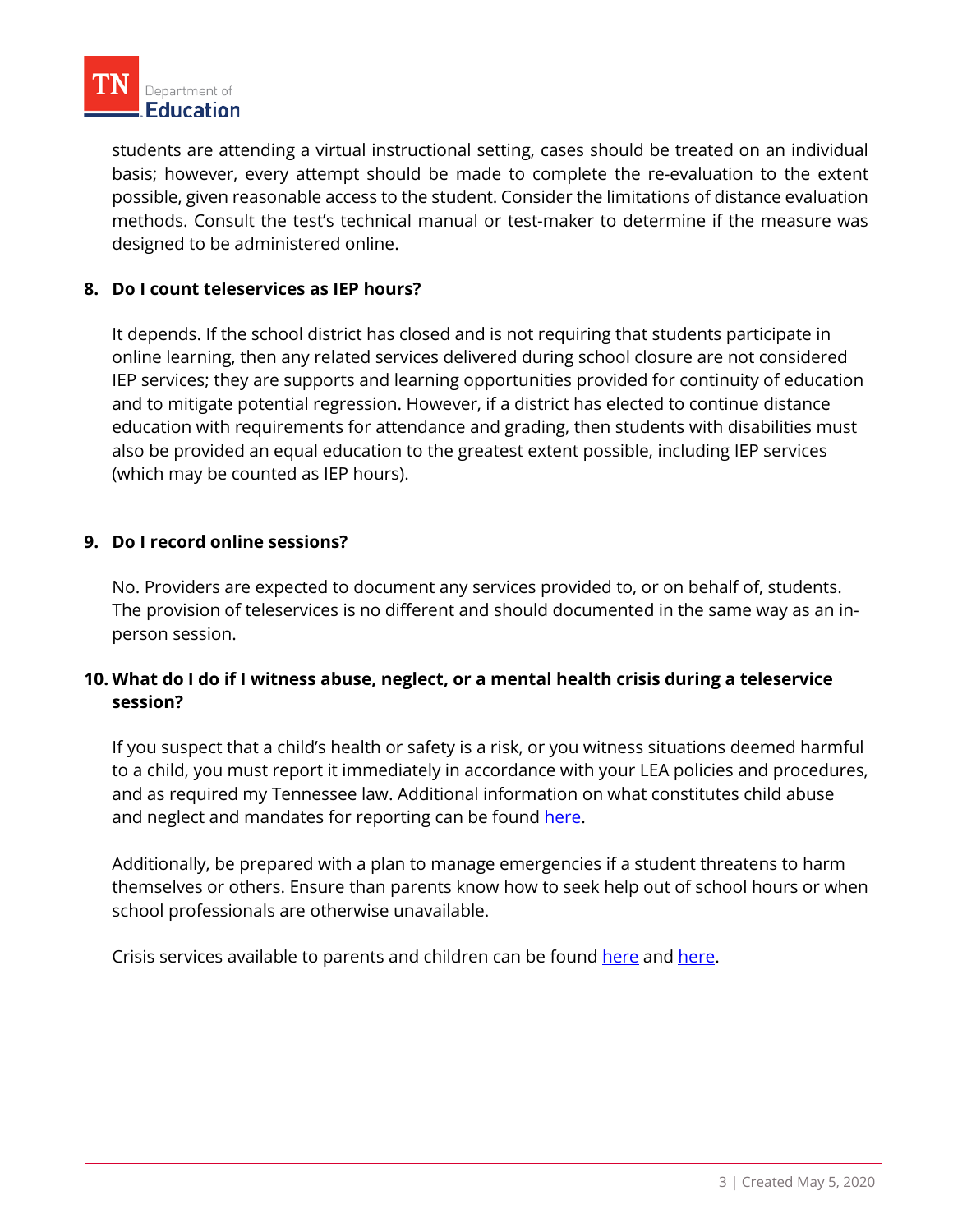students are attending a virtual instructional setting, cases should be treated on an individual basis; however, every attempt should be made to complete the re-evaluation to the extent possible, given reasonable access to the student. Consider the limitations of distance evaluation methods. Consult the test's technical manual or test-maker to determine if the measure was designed to be administered online.

8. **Do I count teleservices as IEP hours?**

   It depends. If the school district has closed and is not requiring that students participate in online learning, then any related services delivered during school closure are not considered IEP services; they are supports and learning opportunities provided for continuity of education and to mitigate potential regression. However, if a district has elected to continue distance education with requirements for attendance and grading, then students with disabilities must also be provided an equal education to the greatest extent possible, including IEP services (which may be counted as IEP hours).

9. **Do I record online sessions?**

   No. Providers are expected to document any services provided to, or on behalf of, students. The provision of teleservices is no different and should documented in the same way as an in-person session.

10. **What do I do if I witness abuse, neglect, or a mental health crisis during a teleservice session?**

    If you suspect that a child's health or safety is a risk, or you witness situations deemed harmful to a child, you must report it immediately in accordance with your LEA policies and procedures, and as required my Tennessee law. Additional information on what constitutes child abuse and neglect and mandates for reporting can be found here.

    Additionally, be prepared with a plan to manage emergencies if a student threatens to harm themselves or others. Ensure than parents know how to seek help out of school hours or when school professionals are otherwise unavailable.

    Crisis services available to parents and children can be found here and here.